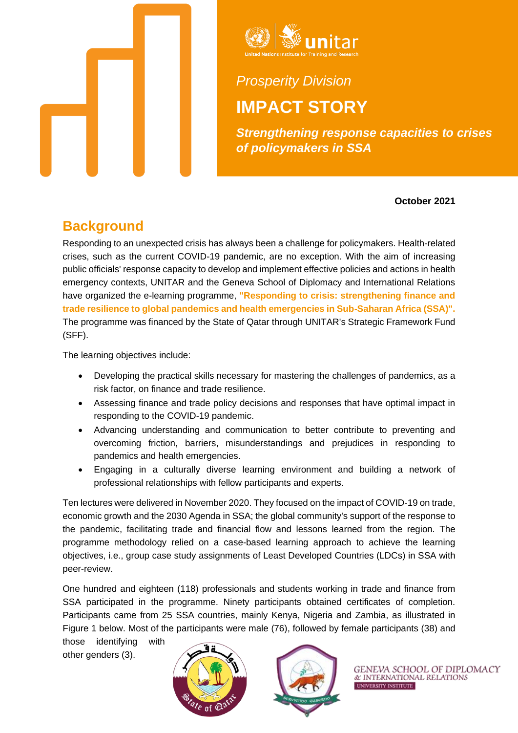Prosperity Division

# IMPACT STORY

***Strengthening response capacities to crises of policymakers in SSA***

**October 2021**

## Background

Responding to an unexpected crisis has always been a challenge for policymakers. Health-related crises, such as the current COVID-19 pandemic, are no exception. With the aim of increasing public officials' response capacity to develop and implement effective policies and actions in health emergency contexts, UNITAR and the Geneva School of Diplomacy and International Relations have organized the e-learning programme, **"Responding to crisis: strengthening finance and trade resilience to global pandemics and health emergencies in Sub-Saharan Africa (SSA)".** The programme was financed by the State of Qatar through UNITAR's Strategic Framework Fund (SFF).

The learning objectives include:

- Developing the practical skills necessary for mastering the challenges of pandemics, as a risk factor, on finance and trade resilience.
- Assessing finance and trade policy decisions and responses that have optimal impact in responding to the COVID-19 pandemic.
- Advancing understanding and communication to better contribute to preventing and overcoming friction, barriers, misunderstandings and prejudices in responding to pandemics and health emergencies.
- Engaging in a culturally diverse learning environment and building a network of professional relationships with fellow participants and experts.

Ten lectures were delivered in November 2020. They focused on the impact of COVID-19 on trade, economic growth and the 2030 Agenda in SSA; the global community's support of the response to the pandemic, facilitating trade and financial flow and lessons learned from the region. The programme methodology relied on a case-based learning approach to achieve the learning objectives, i.e., group case study assignments of Least Developed Countries (LDCs) in SSA with peer-review.

One hundred and eighteen (118) professionals and students working in trade and finance from SSA participated in the programme. Ninety participants obtained certificates of completion. Participants came from 25 SSA countries, mainly Kenya, Nigeria and Zambia, as illustrated in Figure 1 below. Most of the participants were male (76), followed by female participants (38) and those identifying with other genders (3).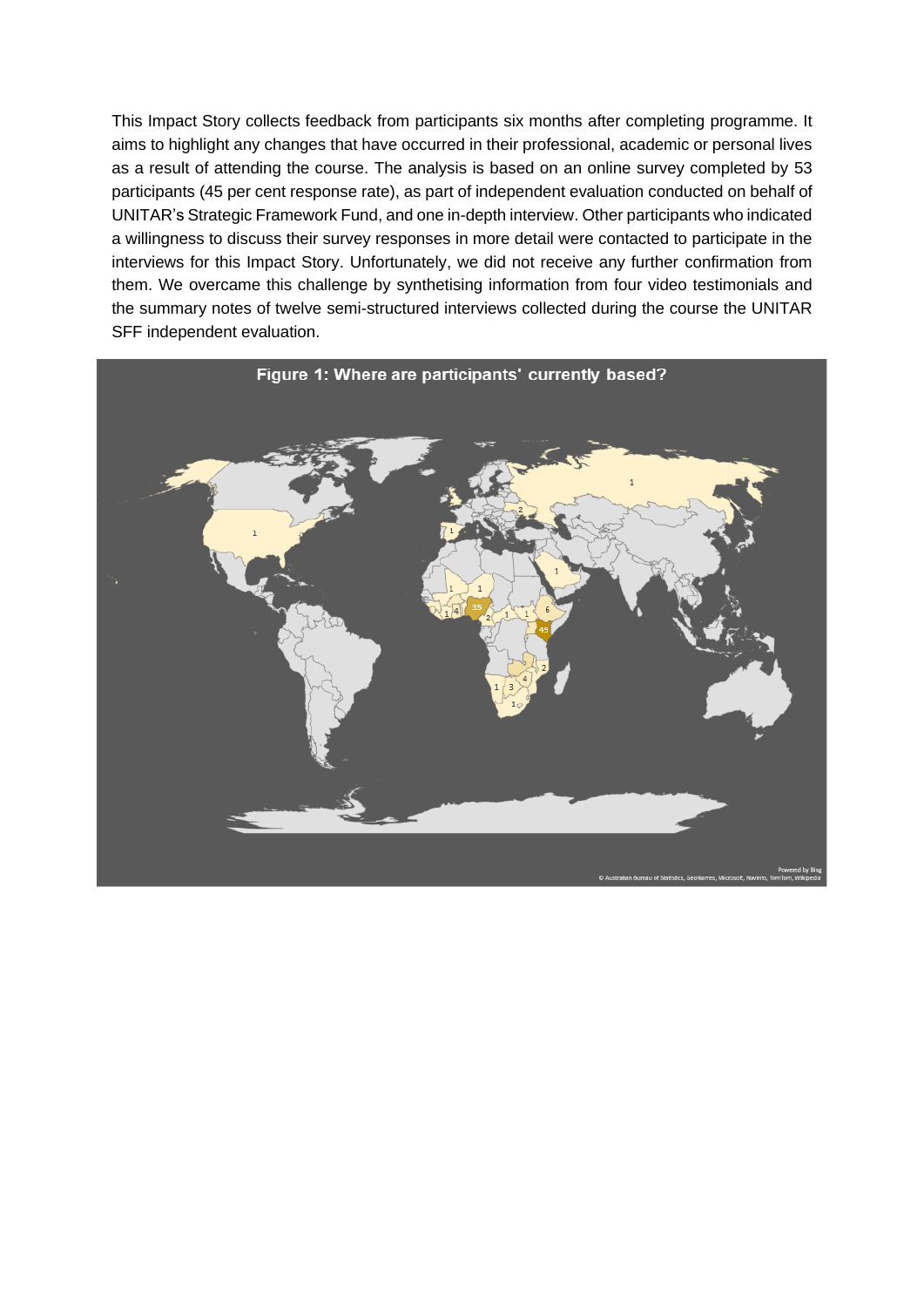This Impact Story collects feedback from participants six months after completing programme. It aims to highlight any changes that have occurred in their professional, academic or personal lives as a result of attending the course. The analysis is based on an online survey completed by 53 participants (45 per cent response rate), as part of independent evaluation conducted on behalf of UNITAR's Strategic Framework Fund, and one in-depth interview. Other participants who indicated a willingness to discuss their survey responses in more detail were contacted to participate in the interviews for this Impact Story. Unfortunately, we did not receive any further confirmation from them. We overcame this challenge by synthetising information from four video testimonials and the summary notes of twelve semi-structured interviews collected during the course the UNITAR SFF independent evaluation.

**Figure 1: Where are participants' currently based?**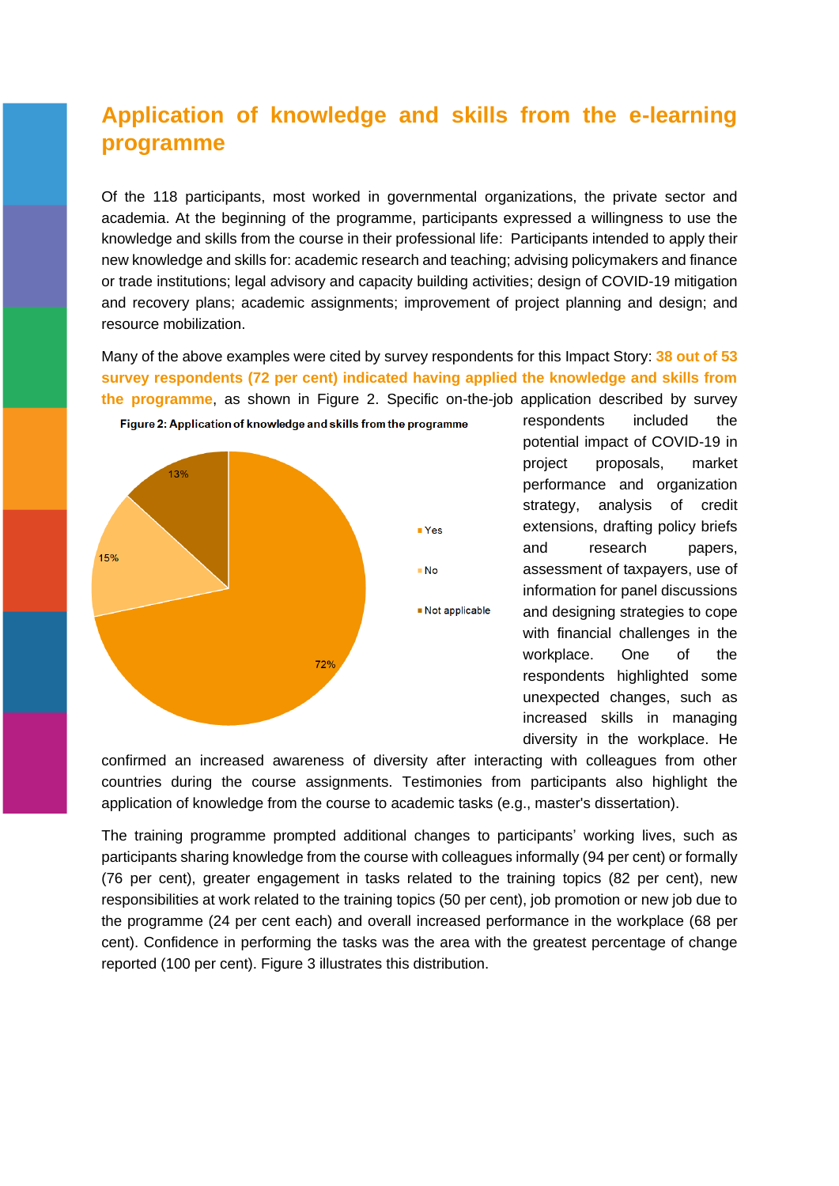## Application of knowledge and skills from the e-learning programme

Of the 118 participants, most worked in governmental organizations, the private sector and academia. At the beginning of the programme, participants expressed a willingness to use the knowledge and skills from the course in their professional life: Participants intended to apply their new knowledge and skills for: academic research and teaching; advising policymakers and finance or trade institutions; legal advisory and capacity building activities; design of COVID-19 mitigation and recovery plans; academic assignments; improvement of project planning and design; and resource mobilization.

Many of the above examples were cited by survey respondents for this Impact Story: **38 out of 53 survey respondents (72 per cent) indicated having applied the knowledge and skills from the programme**, as shown in Figure 2. Specific on-the-job application described by survey respondents included the potential impact of COVID-19 in project proposals, market performance and organization strategy, analysis of credit extensions, drafting policy briefs and research papers, assessment of taxpayers, use of information for panel discussions and designing strategies to cope with financial challenges in the workplace. One of the respondents highlighted some unexpected changes, such as increased skills in managing diversity in the workplace. He confirmed an increased awareness of diversity after interacting with colleagues from other countries during the course assignments. Testimonies from participants also highlight the application of knowledge from the course to academic tasks (e.g., master's dissertation).

**Figure 2: Application of knowledge and skills from the programme**

| Response | Share |
|---|---|
| Yes | 72% |
| No | 15% |
| Not applicable | 13% |

The training programme prompted additional changes to participants' working lives, such as participants sharing knowledge from the course with colleagues informally (94 per cent) or formally (76 per cent), greater engagement in tasks related to the training topics (82 per cent), new responsibilities at work related to the training topics (50 per cent), job promotion or new job due to the programme (24 per cent each) and overall increased performance in the workplace (68 per cent). Confidence in performing the tasks was the area with the greatest percentage of change reported (100 per cent). Figure 3 illustrates this distribution.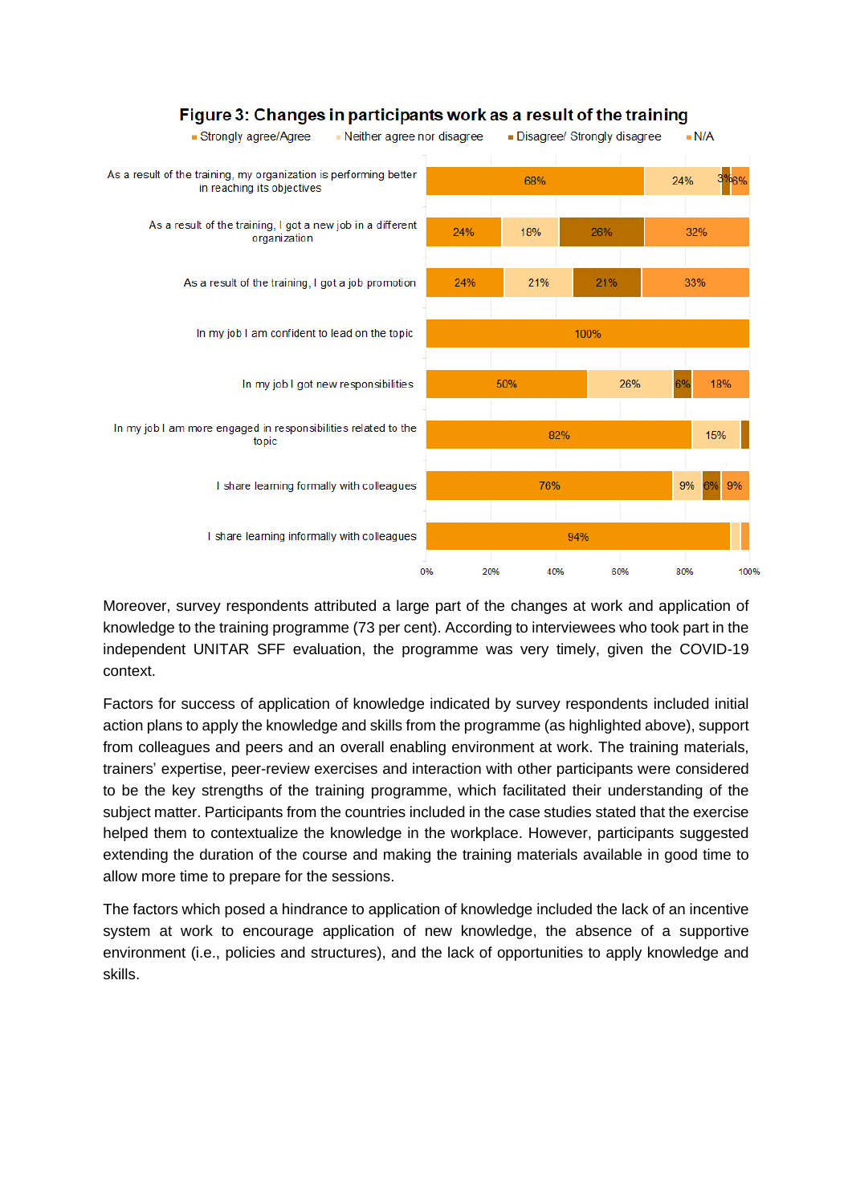**Figure 3: Changes in participants work as a result of the training**

| | Strongly agree/Agree | Neither agree nor disagree | Disagree/ Strongly disagree | N/A |
|---|---|---|---|---|
| As a result of the training, my organization is performing better in reaching its objectives | 68% | 24% | 3% | 6% |
| As a result of the training, I got a new job in a different organization | 24% | 18% | 26% | 32% |
| As a result of the training, I got a job promotion | 24% | 21% | 21% | 33% |
| In my job I am confident to lead on the topic | 100% | | | |
| In my job I got new responsibilities | 50% | 26% | 6% | 18% |
| In my job I am more engaged in responsibilities related to the topic | 82% | 15% | | |
| I share learning formally with colleagues | 76% | 9% | 6% | 9% |
| I share learning informally with colleagues | 94% | | | |

Moreover, survey respondents attributed a large part of the changes at work and application of knowledge to the training programme (73 per cent). According to interviewees who took part in the independent UNITAR SFF evaluation, the programme was very timely, given the COVID-19 context.

Factors for success of application of knowledge indicated by survey respondents included initial action plans to apply the knowledge and skills from the programme (as highlighted above), support from colleagues and peers and an overall enabling environment at work. The training materials, trainers' expertise, peer-review exercises and interaction with other participants were considered to be the key strengths of the training programme, which facilitated their understanding of the subject matter. Participants from the countries included in the case studies stated that the exercise helped them to contextualize the knowledge in the workplace. However, participants suggested extending the duration of the course and making the training materials available in good time to allow more time to prepare for the sessions.

The factors which posed a hindrance to application of knowledge included the lack of an incentive system at work to encourage application of new knowledge, the absence of a supportive environment (i.e., policies and structures), and the lack of opportunities to apply knowledge and skills.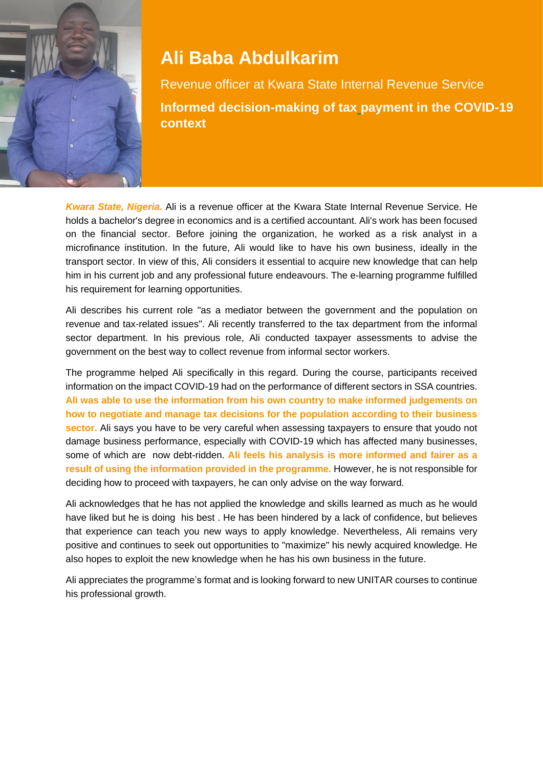# Ali Baba Abdulkarim

Revenue officer at Kwara State Internal Revenue Service

**Informed decision-making of tax payment in the COVID-19 context**

***Kwara State, Nigeria.*** Ali is a revenue officer at the Kwara State Internal Revenue Service. He holds a bachelor's degree in economics and is a certified accountant. Ali's work has been focused on the financial sector. Before joining the organization, he worked as a risk analyst in a microfinance institution. In the future, Ali would like to have his own business, ideally in the transport sector. In view of this, Ali considers it essential to acquire new knowledge that can help him in his current job and any professional future endeavours. The e-learning programme fulfilled his requirement for learning opportunities.

Ali describes his current role "as a mediator between the government and the population on revenue and tax-related issues". Ali recently transferred to the tax department from the informal sector department. In his previous role, Ali conducted taxpayer assessments to advise the government on the best way to collect revenue from informal sector workers.

The programme helped Ali specifically in this regard. During the course, participants received information on the impact COVID-19 had on the performance of different sectors in SSA countries. **Ali was able to use the information from his own country to make informed judgements on how to negotiate and manage tax decisions for the population according to their business sector.** Ali says you have to be very careful when assessing taxpayers to ensure that youdo not damage business performance, especially with COVID-19 which has affected many businesses, some of which are now debt-ridden. **Ali feels his analysis is more informed and fairer as a result of using the information provided in the programme.** However, he is not responsible for deciding how to proceed with taxpayers, he can only advise on the way forward.

Ali acknowledges that he has not applied the knowledge and skills learned as much as he would have liked but he is doing his best . He has been hindered by a lack of confidence, but believes that experience can teach you new ways to apply knowledge. Nevertheless, Ali remains very positive and continues to seek out opportunities to "maximize" his newly acquired knowledge. He also hopes to exploit the new knowledge when he has his own business in the future.

Ali appreciates the programme's format and is looking forward to new UNITAR courses to continue his professional growth.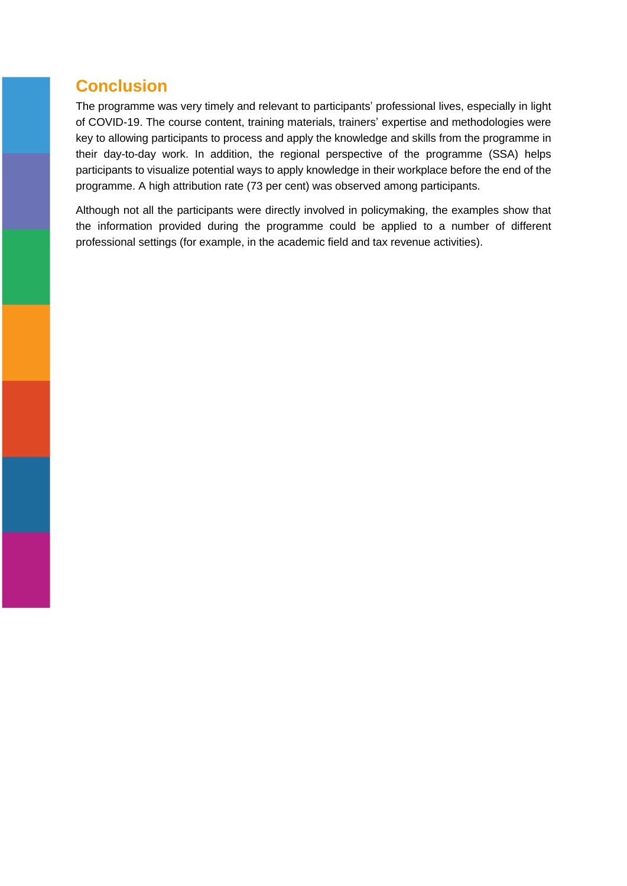## Conclusion

The programme was very timely and relevant to participants’ professional lives, especially in light of COVID-19. The course content, training materials, trainers’ expertise and methodologies were key to allowing participants to process and apply the knowledge and skills from the programme in their day-to-day work. In addition, the regional perspective of the programme (SSA) helps participants to visualize potential ways to apply knowledge in their workplace before the end of the programme. A high attribution rate (73 per cent) was observed among participants.

Although not all the participants were directly involved in policymaking, the examples show that the information provided during the programme could be applied to a number of different professional settings (for example, in the academic field and tax revenue activities).